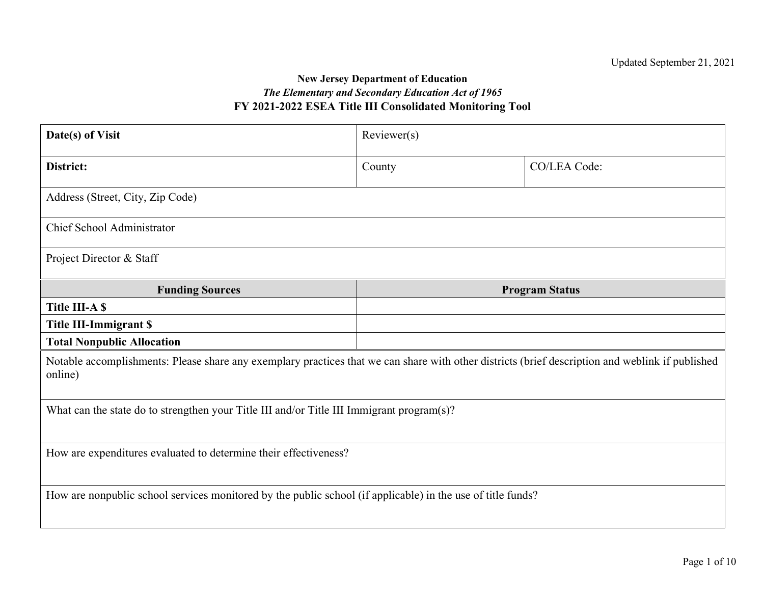Updated September 21, 2021

**New Jersey Department of Education**

***The Elementary and Secondary Education Act of 1965***

**FY 2021-2022 ESEA Title III Consolidated Monitoring Tool**

| **Date(s) of Visit** | Reviewer(s) | |
|---|---|---|
| **District:** | County | CO/LEA Code: |
| Address (Street, City, Zip Code) | | |
| Chief School Administrator | | |
| Project Director & Staff | | |

| **Funding Sources** | **Program Status** |
|---|---|
| **Title III-A $** | |
| **Title III-Immigrant $** | |
| **Total Nonpublic Allocation** | |

| |
|---|
| Notable accomplishments: Please share any exemplary practices that we can share with other districts (brief description and weblink if published online) |
| What can the state do to strengthen your Title III and/or Title III Immigrant program(s)? |
| How are expenditures evaluated to determine their effectiveness? |
| How are nonpublic school services monitored by the public school (if applicable) in the use of title funds? |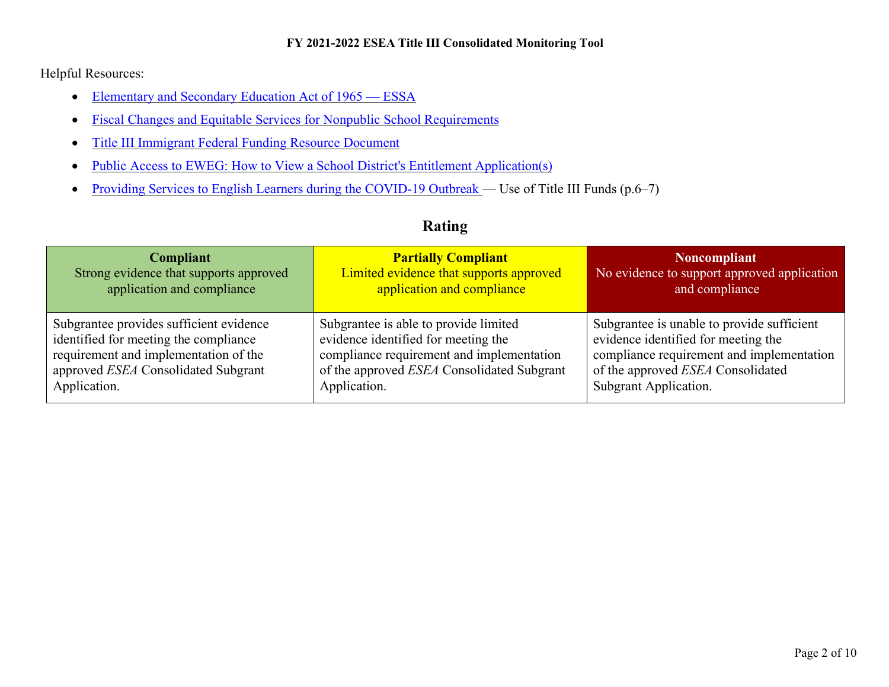Helpful Resources:

- Elementary and Secondary Education Act of 1965 — ESSA
- Fiscal Changes and Equitable Services for Nonpublic School Requirements
- Title III Immigrant Federal Funding Resource Document
- Public Access to EWEG: How to View a School District's Entitlement Application(s)
- Providing Services to English Learners during the COVID-19 Outbreak — Use of Title III Funds (p.6–7)

## Rating

| **Compliant**<br>Strong evidence that supports approved application and compliance | **Partially Compliant**<br>Limited evidence that supports approved application and compliance | **Noncompliant**<br>No evidence to support approved application and compliance |
|---|---|---|
| Subgrantee provides sufficient evidence identified for meeting the compliance requirement and implementation of the approved *ESEA* Consolidated Subgrant Application. | Subgrantee is able to provide limited evidence identified for meeting the compliance requirement and implementation of the approved *ESEA* Consolidated Subgrant Application. | Subgrantee is unable to provide sufficient evidence identified for meeting the compliance requirement and implementation of the approved *ESEA* Consolidated Subgrant Application. |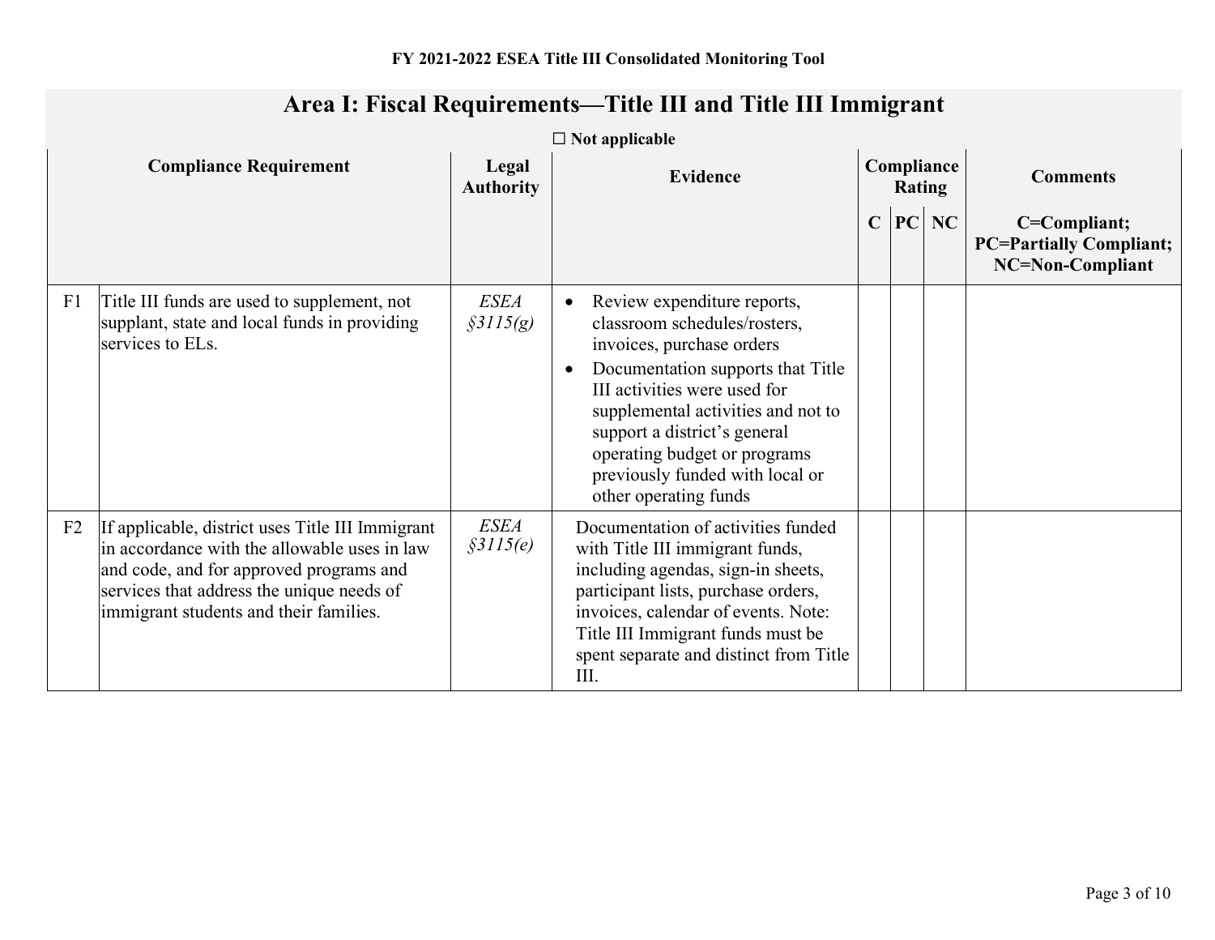## Area I: Fiscal Requirements—Title III and Title III Immigrant

☐ **Not applicable**

| | Compliance Requirement | Legal Authority | Evidence | Compliance Rating | | | Comments |
|---|---|---|---|---|---|---|---|
| | | | | C | PC | NC | C=Compliant; PC=Partially Compliant; NC=Non-Compliant |
| F1 | Title III funds are used to supplement, not supplant, state and local funds in providing services to ELs. | *ESEA §3115(g)* | • Review expenditure reports, classroom schedules/rosters, invoices, purchase orders<br>• Documentation supports that Title III activities were used for supplemental activities and not to support a district's general operating budget or programs previously funded with local or other operating funds | | | | |
| F2 | If applicable, district uses Title III Immigrant in accordance with the allowable uses in law and code, and for approved programs and services that address the unique needs of immigrant students and their families. | *ESEA §3115(e)* | Documentation of activities funded with Title III immigrant funds, including agendas, sign-in sheets, participant lists, purchase orders, invoices, calendar of events. Note: Title III Immigrant funds must be spent separate and distinct from Title III. | | | | |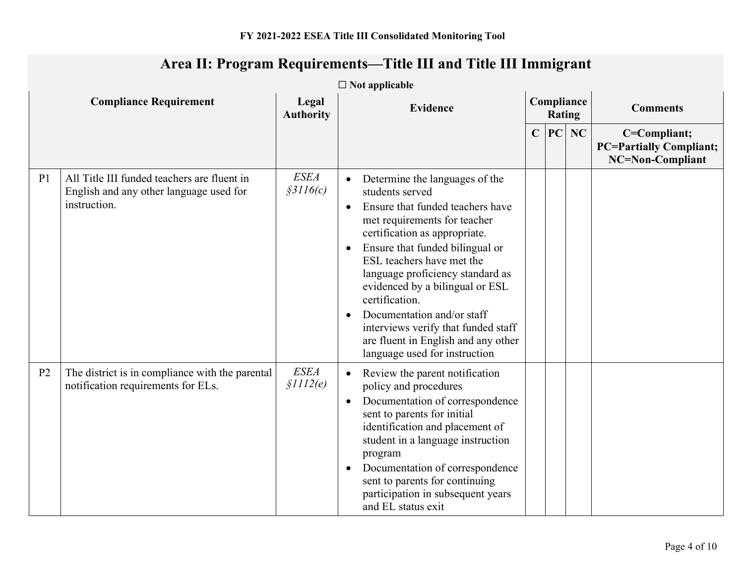## Area II: Program Requirements—Title III and Title III Immigrant

☐ Not applicable

| | Compliance Requirement | Legal Authority | Evidence | Compliance Rating | | | Comments |
|---|---|---|---|---|---|---|---|
| | | | | C | PC | NC | C=Compliant; PC=Partially Compliant; NC=Non-Compliant |
| P1 | All Title III funded teachers are fluent in English and any other language used for instruction. | *ESEA §3116(c)* | • Determine the languages of the students served<br>• Ensure that funded teachers have met requirements for teacher certification as appropriate.<br>• Ensure that funded bilingual or ESL teachers have met the language proficiency standard as evidenced by a bilingual or ESL certification.<br>• Documentation and/or staff interviews verify that funded staff are fluent in English and any other language used for instruction | | | | |
| P2 | The district is in compliance with the parental notification requirements for ELs. | *ESEA §1112(e)* | • Review the parent notification policy and procedures<br>• Documentation of correspondence sent to parents for initial identification and placement of student in a language instruction program<br>• Documentation of correspondence sent to parents for continuing participation in subsequent years and EL status exit | | | | |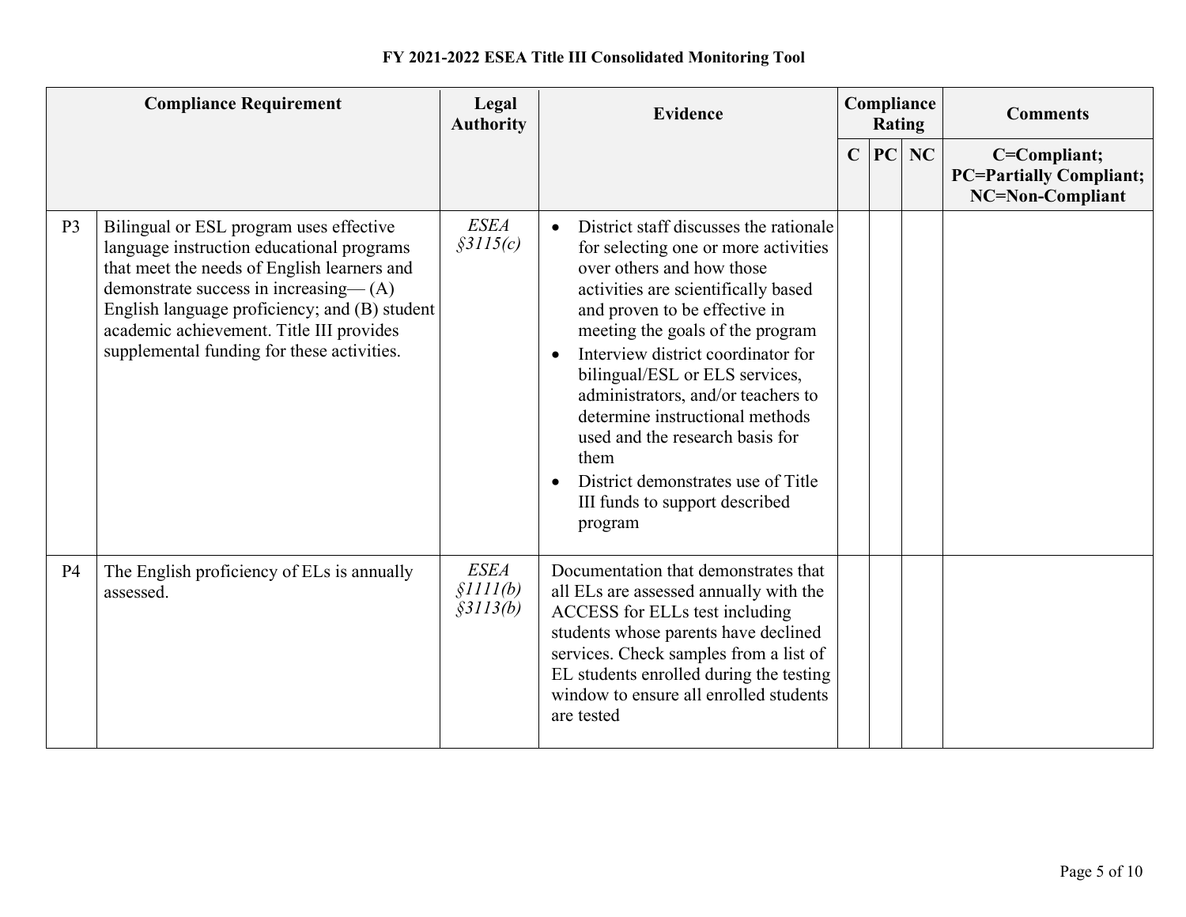**FY 2021-2022 ESEA Title III Consolidated Monitoring Tool**

| | Compliance Requirement | Legal Authority | Evidence | Compliance Rating | | | Comments |
|---|---|---|---|---|---|---|---|
| | | | | C | PC | NC | C=Compliant; PC=Partially Compliant; NC=Non-Compliant |
| P3 | Bilingual or ESL program uses effective language instruction educational programs that meet the needs of English learners and demonstrate success in increasing— (A) English language proficiency; and (B) student academic achievement. Title III provides supplemental funding for these activities. | *ESEA §3115(c)* | • District staff discusses the rationale for selecting one or more activities over others and how those activities are scientifically based and proven to be effective in meeting the goals of the program<br>• Interview district coordinator for bilingual/ESL or ELS services, administrators, and/or teachers to determine instructional methods used and the research basis for them<br>• District demonstrates use of Title III funds to support described program | | | | |
| P4 | The English proficiency of ELs is annually assessed. | *ESEA §1111(b) §3113(b)* | Documentation that demonstrates that all ELs are assessed annually with the ACCESS for ELLs test including students whose parents have declined services. Check samples from a list of EL students enrolled during the testing window to ensure all enrolled students are tested | | | | |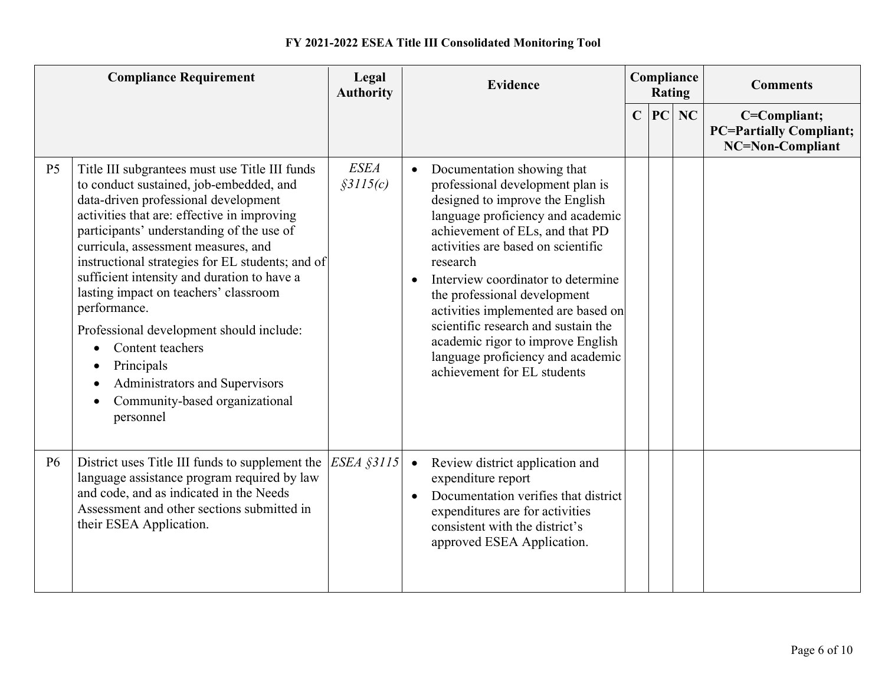# FY 2021-2022 ESEA Title III Consolidated Monitoring Tool

| | Compliance Requirement | Legal Authority | Evidence | Compliance Rating | | | Comments |
|---|---|---|---|---|---|---|---|
| | | | | C | PC | NC | C=Compliant; PC=Partially Compliant; NC=Non-Compliant |
| P5 | Title III subgrantees must use Title III funds to conduct sustained, job-embedded, and data-driven professional development activities that are: effective in improving participants' understanding of the use of curricula, assessment measures, and instructional strategies for EL students; and of sufficient intensity and duration to have a lasting impact on teachers' classroom performance.<br><br>Professional development should include:<br>• Content teachers<br>• Principals<br>• Administrators and Supervisors<br>• Community-based organizational personnel | *ESEA §3115(c)* | • Documentation showing that professional development plan is designed to improve the English language proficiency and academic achievement of ELs, and that PD activities are based on scientific research<br>• Interview coordinator to determine the professional development activities implemented are based on scientific research and sustain the academic rigor to improve English language proficiency and academic achievement for EL students | | | | |
| P6 | District uses Title III funds to supplement the language assistance program required by law and code, and as indicated in the Needs Assessment and other sections submitted in their ESEA Application. | *ESEA §3115* | • Review district application and expenditure report<br>• Documentation verifies that district expenditures are for activities consistent with the district's approved ESEA Application. | | | | |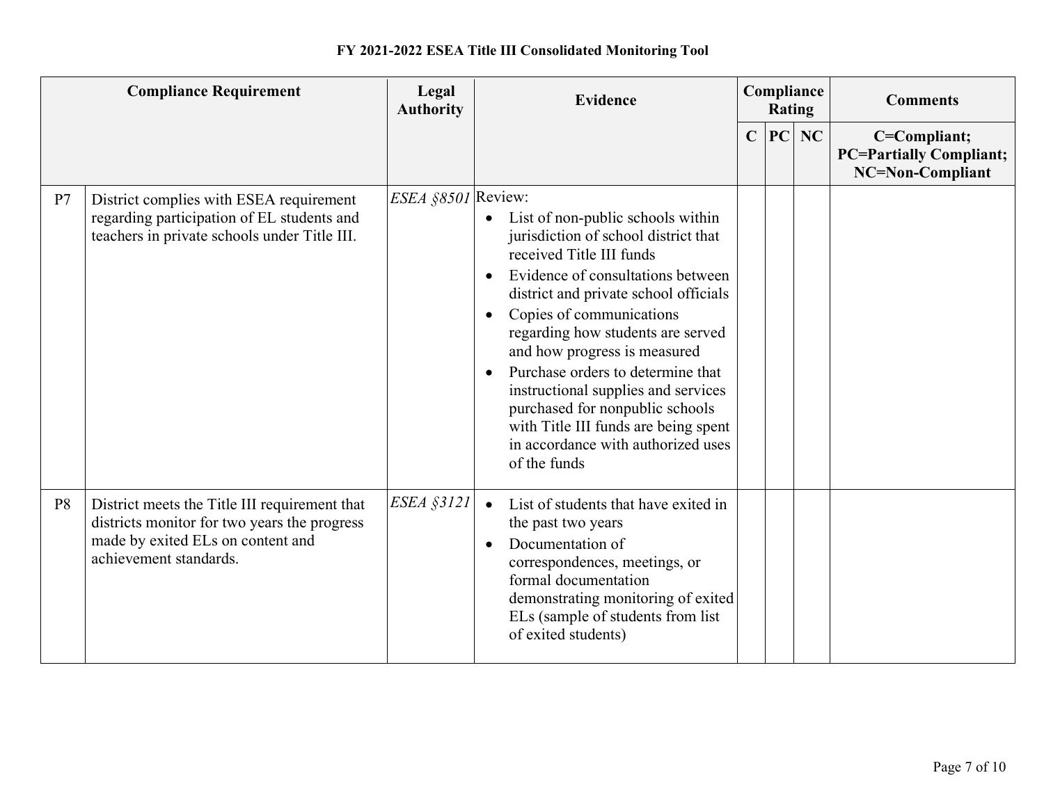**FY 2021-2022 ESEA Title III Consolidated Monitoring Tool**

| | Compliance Requirement | Legal Authority | Evidence | Compliance Rating | | | Comments |
|---|---|---|---|---|---|---|---|
| | | | | C | PC | NC | C=Compliant; PC=Partially Compliant; NC=Non-Compliant |
| P7 | District complies with ESEA requirement regarding participation of EL students and teachers in private schools under Title III. | *ESEA §8501* | Review:<br>• List of non-public schools within jurisdiction of school district that received Title III funds<br>• Evidence of consultations between district and private school officials<br>• Copies of communications regarding how students are served and how progress is measured<br>• Purchase orders to determine that instructional supplies and services purchased for nonpublic schools with Title III funds are being spent in accordance with authorized uses of the funds | | | | |
| P8 | District meets the Title III requirement that districts monitor for two years the progress made by exited ELs on content and achievement standards. | *ESEA §3121* | • List of students that have exited in the past two years<br>• Documentation of correspondences, meetings, or formal documentation demonstrating monitoring of exited ELs (sample of students from list of exited students) | | | | |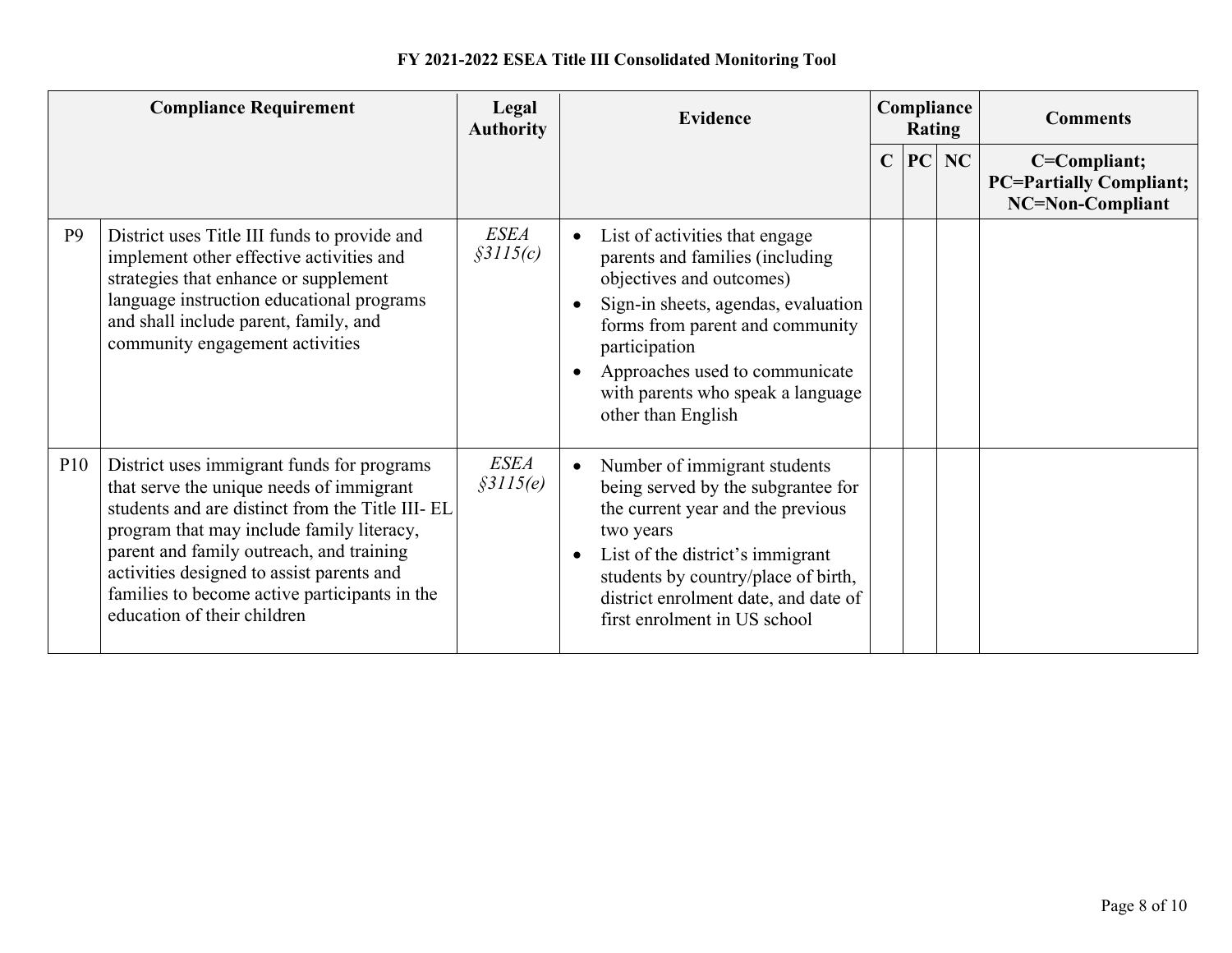**FY 2021-2022 ESEA Title III Consolidated Monitoring Tool**

| | Compliance Requirement | Legal Authority | Evidence | Compliance Rating | | | Comments |
|---|---|---|---|---|---|---|---|
| | | | | C | PC | NC | C=Compliant; PC=Partially Compliant; NC=Non-Compliant |
| P9 | District uses Title III funds to provide and implement other effective activities and strategies that enhance or supplement language instruction educational programs and shall include parent, family, and community engagement activities | *ESEA §3115(c)* | • List of activities that engage parents and families (including objectives and outcomes)<br>• Sign-in sheets, agendas, evaluation forms from parent and community participation<br>• Approaches used to communicate with parents who speak a language other than English | | | | |
| P10 | District uses immigrant funds for programs that serve the unique needs of immigrant students and are distinct from the Title III- EL program that may include family literacy, parent and family outreach, and training activities designed to assist parents and families to become active participants in the education of their children | *ESEA §3115(e)* | • Number of immigrant students being served by the subgrantee for the current year and the previous two years<br>• List of the district's immigrant students by country/place of birth, district enrolment date, and date of first enrolment in US school | | | | |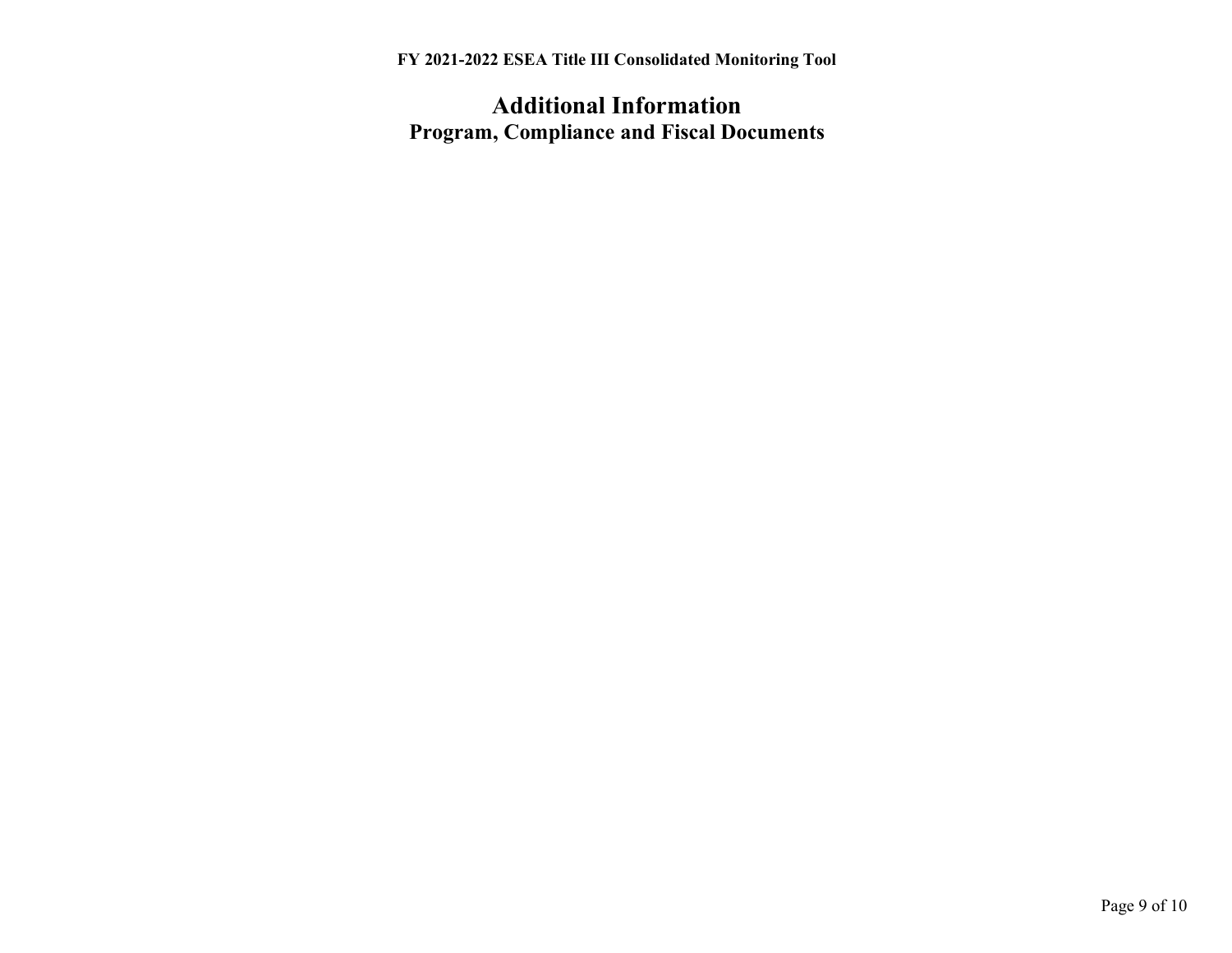# Additional Information

## Program, Compliance and Fiscal Documents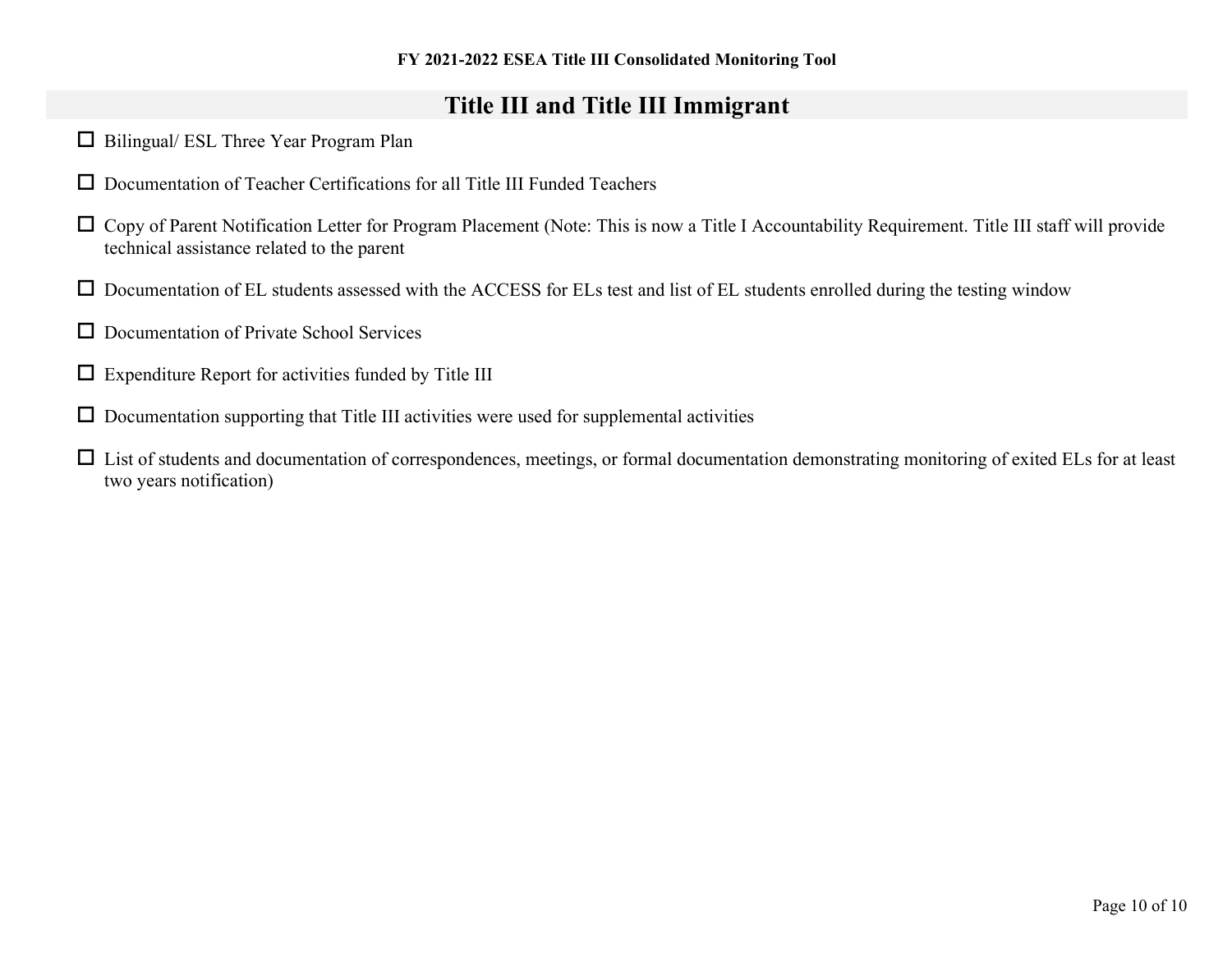## Title III and Title III Immigrant

- ☐ Bilingual/ ESL Three Year Program Plan
- ☐ Documentation of Teacher Certifications for all Title III Funded Teachers
- ☐ Copy of Parent Notification Letter for Program Placement (Note: This is now a Title I Accountability Requirement. Title III staff will provide technical assistance related to the parent
- ☐ Documentation of EL students assessed with the ACCESS for ELs test and list of EL students enrolled during the testing window
- ☐ Documentation of Private School Services
- ☐ Expenditure Report for activities funded by Title III
- ☐ Documentation supporting that Title III activities were used for supplemental activities
- ☐ List of students and documentation of correspondences, meetings, or formal documentation demonstrating monitoring of exited ELs for at least two years notification)